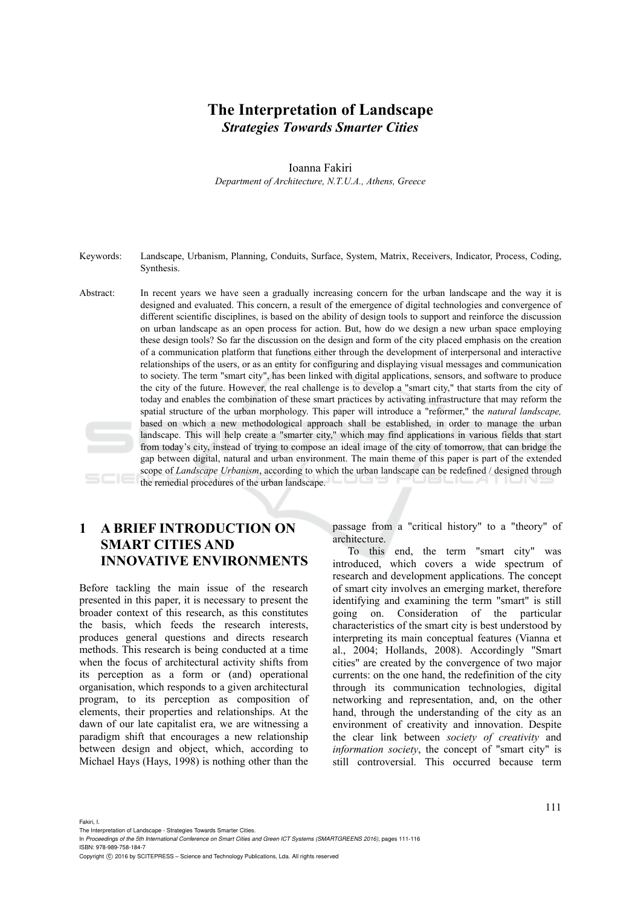# The Interpretation of Landscape

## *Strategies Towards Smarter Cities*

Ioanna Fakiri

*Department of Architecture, N.T.U.A., Athens, Greece*

Keywords: Landscape, Urbanism, Planning, Conduits, Surface, System, Matrix, Receivers, Indicator, Process, Coding, Synthesis.

Abstract: In recent years we have seen a gradually increasing concern for the urban landscape and the way it is designed and evaluated. This concern, a result of the emergence of digital technologies and convergence of different scientific disciplines, is based on the ability of design tools to support and reinforce the discussion on urban landscape as an open process for action. But, how do we design a new urban space employing these design tools? So far the discussion on the design and form of the city placed emphasis on the creation of a communication platform that functions either through the development of interpersonal and interactive relationships of the users, or as an entity for configuring and displaying visual messages and communication to society. The term "smart city", has been linked with digital applications, sensors, and software to produce the city of the future. However, the real challenge is to develop a "smart city," that starts from the city of today and enables the combination of these smart practices by activating infrastructure that may reform the spatial structure of the urban morphology. This paper will introduce a "reformer," the *natural landscape,* based on which a new methodological approach shall be established, in order to manage the urban landscape. This will help create a "smarter city," which may find applications in various fields that start from today's city, instead of trying to compose an ideal image of the city of tomorrow, that can bridge the gap between digital, natural and urban environment. The main theme of this paper is part of the extended scope of *Landscape Urbanism*, according to which the urban landscape can be redefined / designed through the remedial procedures of the urban landscape.

## 1 A BRIEF INTRODUCTION ON SMART CITIES AND INNOVATIVE ENVIRONMENTS

Before tackling the main issue of the research presented in this paper, it is necessary to present the broader context of this research, as this constitutes the basis, which feeds the research interests, produces general questions and directs research methods. This research is being conducted at a time when the focus of architectural activity shifts from its perception as a form or (and) operational organisation, which responds to a given architectural program, to its perception as composition of elements, their properties and relationships. At the dawn of our late capitalist era, we are witnessing a paradigm shift that encourages a new relationship between design and object, which, according to Michael Hays (Hays, 1998) is nothing other than the passage from a "critical history" to a "theory" of architecture.

To this end, the term "smart city" was introduced, which covers a wide spectrum of research and development applications. The concept of smart city involves an emerging market, therefore identifying and examining the term "smart" is still going on. Consideration of the particular characteristics of the smart city is best understood by interpreting its main conceptual features (Vianna et al., 2004; Hollands, 2008). Accordingly "Smart cities" are created by the convergence of two major currents: on the one hand, the redefinition of the city through its communication technologies, digital networking and representation, and, on the other hand, through the understanding of the city as an environment of creativity and innovation. Despite the clear link between *society of creativity* and *information society*, the concept of "smart city" is still controversial. This occurred because term

Fakiri, I.
The Interpretation of Landscape - Strategies Towards Smarter Cities.
In *Proceedings of the 5th International Conference on Smart Cities and Green ICT Systems (SMARTGREENS 2016)*, pages 111-116
ISBN: 978-989-758-184-7
Copyright © 2016 by SCITEPRESS – Science and Technology Publications, Lda. All rights reserved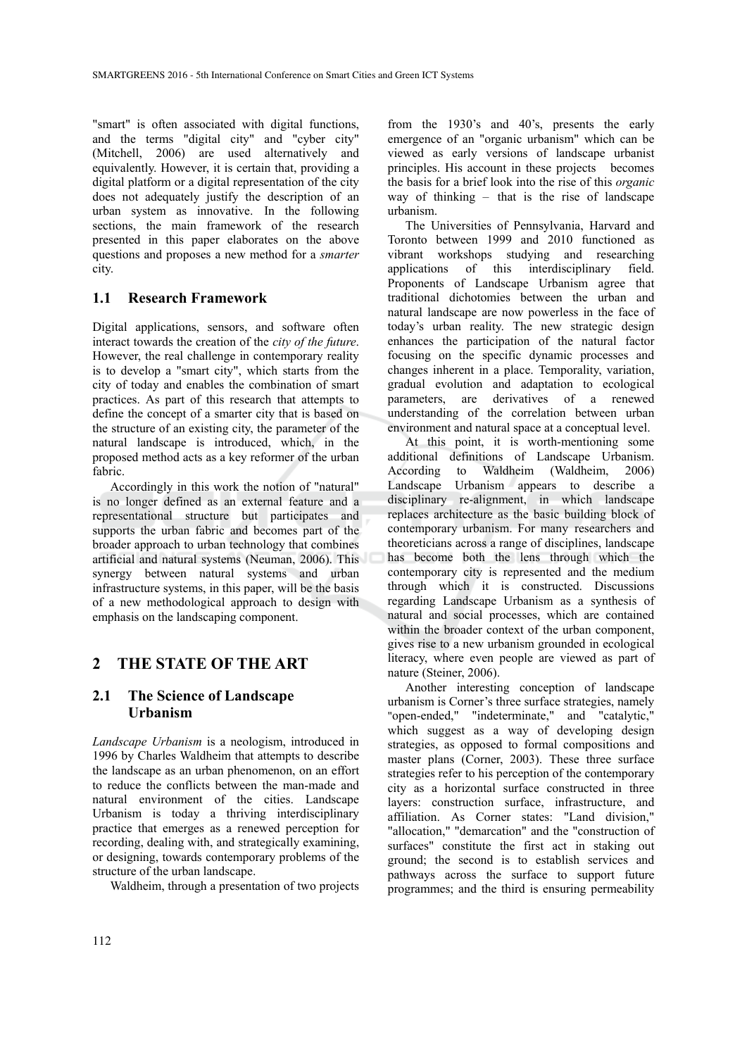"smart" is often associated with digital functions, and the terms "digital city" and "cyber city" (Mitchell, 2006) are used alternatively and equivalently. However, it is certain that, providing a digital platform or a digital representation of the city does not adequately justify the description of an urban system as innovative. In the following sections, the main framework of the research presented in this paper elaborates on the above questions and proposes a new method for a *smarter* city.

### 1.1 Research Framework

Digital applications, sensors, and software often interact towards the creation of the *city of the future*. However, the real challenge in contemporary reality is to develop a "smart city", which starts from the city of today and enables the combination of smart practices. As part of this research that attempts to define the concept of a smarter city that is based on the structure of an existing city, the parameter of the natural landscape is introduced, which, in the proposed method acts as a key reformer of the urban fabric.

Accordingly in this work the notion of "natural" is no longer defined as an external feature and a representational structure but participates and supports the urban fabric and becomes part of the broader approach to urban technology that combines artificial and natural systems (Neuman, 2006). This synergy between natural systems and urban infrastructure systems, in this paper, will be the basis of a new methodological approach to design with emphasis on the landscaping component.

## 2 THE STATE OF THE ART

### 2.1 The Science of Landscape Urbanism

*Landscape Urbanism* is a neologism, introduced in 1996 by Charles Waldheim that attempts to describe the landscape as an urban phenomenon, on an effort to reduce the conflicts between the man-made and natural environment of the cities. Landscape Urbanism is today a thriving interdisciplinary practice that emerges as a renewed perception for recording, dealing with, and strategically examining, or designing, towards contemporary problems of the structure of the urban landscape.

Waldheim, through a presentation of two projects from the 1930's and 40's, presents the early emergence of an "organic urbanism" which can be viewed as early versions of landscape urbanist principles. His account in these projects becomes the basis for a brief look into the rise of this *organic* way of thinking – that is the rise of landscape urbanism.

The Universities of Pennsylvania, Harvard and Toronto between 1999 and 2010 functioned as vibrant workshops studying and researching applications of this interdisciplinary field. Proponents of Landscape Urbanism agree that traditional dichotomies between the urban and natural landscape are now powerless in the face of today's urban reality. The new strategic design enhances the participation of the natural factor focusing on the specific dynamic processes and changes inherent in a place. Temporality, variation, gradual evolution and adaptation to ecological parameters, are derivatives of a renewed understanding of the correlation between urban environment and natural space at a conceptual level.

At this point, it is worth-mentioning some additional definitions of Landscape Urbanism. According to Waldheim (Waldheim, 2006) Landscape Urbanism appears to describe a disciplinary re-alignment, in which landscape replaces architecture as the basic building block of contemporary urbanism. For many researchers and theoreticians across a range of disciplines, landscape has become both the lens through which the contemporary city is represented and the medium through which it is constructed. Discussions regarding Landscape Urbanism as a synthesis of natural and social processes, which are contained within the broader context of the urban component, gives rise to a new urbanism grounded in ecological literacy, where even people are viewed as part of nature (Steiner, 2006).

Another interesting conception of landscape urbanism is Corner's three surface strategies, namely "open-ended," "indeterminate," and "catalytic," which suggest as a way of developing design strategies, as opposed to formal compositions and master plans (Corner, 2003). These three surface strategies refer to his perception of the contemporary city as a horizontal surface constructed in three layers: construction surface, infrastructure, and affiliation. As Corner states: "Land division," "allocation," "demarcation" and the "construction of surfaces" constitute the first act in staking out ground; the second is to establish services and pathways across the surface to support future programmes; and the third is ensuring permeability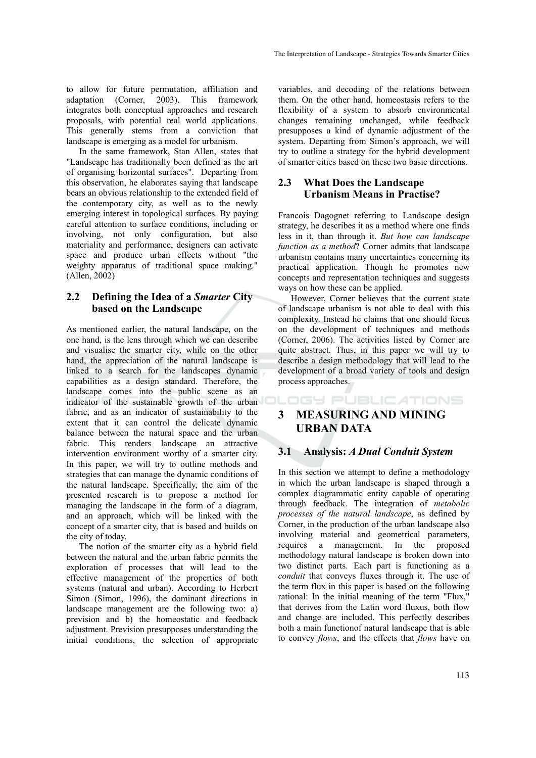to allow for future permutation, affiliation and adaptation (Corner, 2003). This framework integrates both conceptual approaches and research proposals, with potential real world applications. This generally stems from a conviction that landscape is emerging as a model for urbanism.

In the same framework, Stan Allen, states that "Landscape has traditionally been defined as the art of organising horizontal surfaces". Departing from this observation, he elaborates saying that landscape bears an obvious relationship to the extended field of the contemporary city, as well as to the newly emerging interest in topological surfaces. By paying careful attention to surface conditions, including or involving, not only configuration, but also materiality and performance, designers can activate space and produce urban effects without "the weighty apparatus of traditional space making." (Allen, 2002)

### 2.2 Defining the Idea of a *Smarter* City based on the Landscape

As mentioned earlier, the natural landscape, on the one hand, is the lens through which we can describe and visualise the smarter city, while on the other hand, the appreciation of the natural landscape is linked to a search for the landscapes dynamic capabilities as a design standard. Therefore, the landscape comes into the public scene as an indicator of the sustainable growth of the urban fabric, and as an indicator of sustainability to the extent that it can control the delicate dynamic balance between the natural space and the urban fabric. This renders landscape an attractive intervention environment worthy of a smarter city. In this paper, we will try to outline methods and strategies that can manage the dynamic conditions of the natural landscape. Specifically, the aim of the presented research is to propose a method for managing the landscape in the form of a diagram, and an approach, which will be linked with the concept of a smarter city, that is based and builds on the city of today.

The notion of the smarter city as a hybrid field between the natural and the urban fabric permits the exploration of processes that will lead to the effective management of the properties of both systems (natural and urban). According to Herbert Simon (Simon, 1996), the dominant directions in landscape management are the following two: a) prevision and b) the homeostatic and feedback adjustment. Prevision presupposes understanding the initial conditions, the selection of appropriate variables, and decoding of the relations between them. On the other hand, homeostasis refers to the flexibility of a system to absorb environmental changes remaining unchanged, while feedback presupposes a kind of dynamic adjustment of the system. Departing from Simon's approach, we will try to outline a strategy for the hybrid development of smarter cities based on these two basic directions.

### 2.3 What Does the Landscape Urbanism Means in Practise?

Francois Dagognet referring to Landscape design strategy, he describes it as a method where one finds less in it, than through it. *But how can landscape function as a method*? Corner admits that landscape urbanism contains many uncertainties concerning its practical application. Though he promotes new concepts and representation techniques and suggests ways on how these can be applied.

However, Corner believes that the current state of landscape urbanism is not able to deal with this complexity. Instead he claims that one should focus on the development of techniques and methods (Corner, 2006). The activities listed by Corner are quite abstract. Thus, in this paper we will try to describe a design methodology that will lead to the development of a broad variety of tools and design process approaches.

## 3 MEASURING AND MINING URBAN DATA

### 3.1 Analysis: *A Dual Conduit System*

In this section we attempt to define a methodology in which the urban landscape is shaped through a complex diagrammatic entity capable of operating through feedback. The integration of *metabolic processes of the natural landscape*, as defined by Corner, in the production of the urban landscape also involving material and geometrical parameters, requires a management. In the proposed methodology natural landscape is broken down into two distinct parts*.* Each part is functioning as a *conduit* that conveys fluxes through it. The use of the term flux in this paper is based on the following rational: In the initial meaning of the term "Flux," that derives from the Latin word fluxus, both flow and change are included. This perfectly describes both a main functionof natural landscape that is able to convey *flows*, and the effects that *flows* have on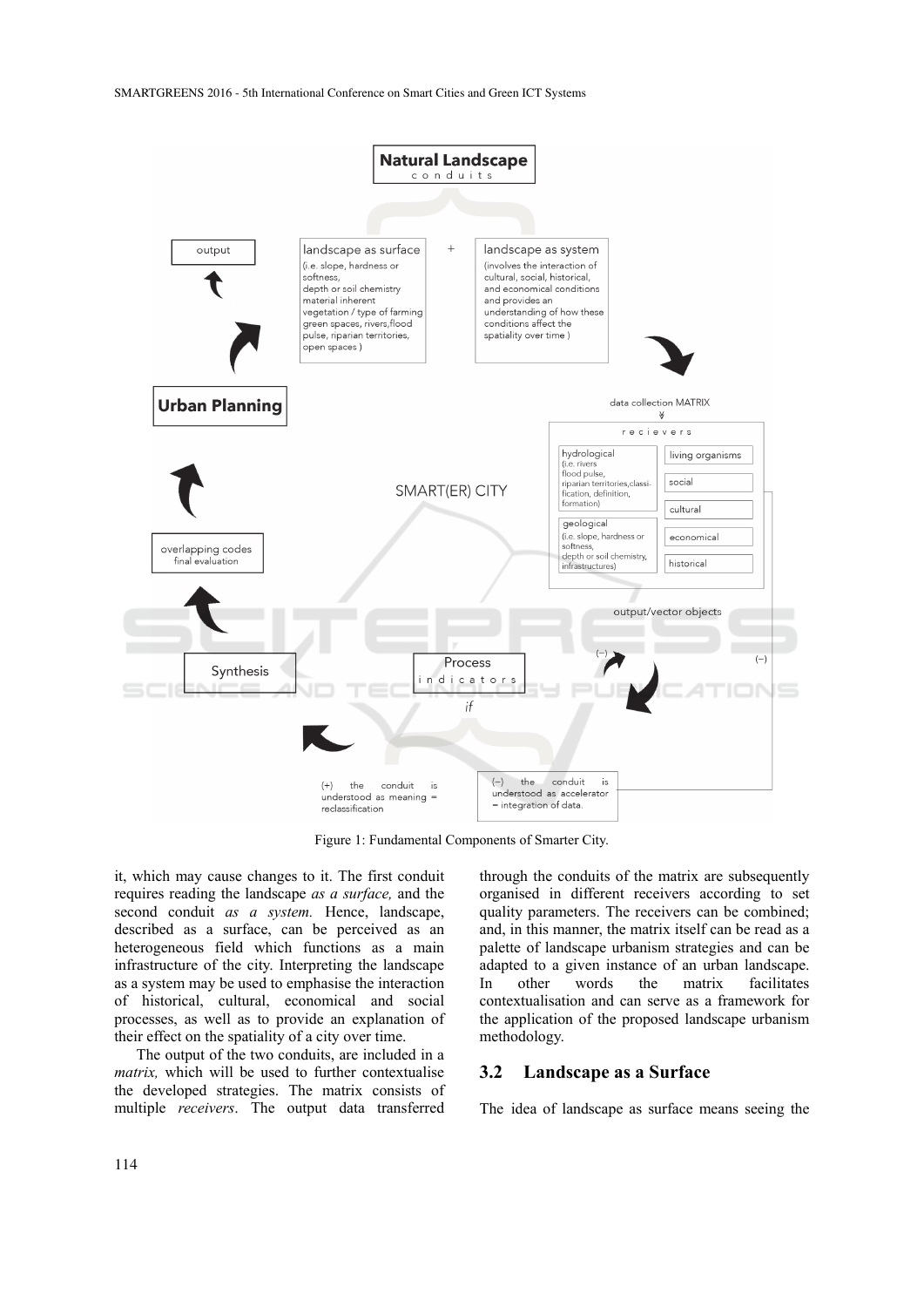Figure 1: Fundamental Components of Smarter City.

it, which may cause changes to it. The first conduit requires reading the landscape *as a surface,* and the second conduit *as a system.* Hence, landscape, described as a surface, can be perceived as an heterogeneous field which functions as a main infrastructure of the city. Interpreting the landscape as a system may be used to emphasise the interaction of historical, cultural, economical and social processes, as well as to provide an explanation of their effect on the spatiality of a city over time.

The output of the two conduits, are included in a *matrix,* which will be used to further contextualise the developed strategies. The matrix consists of multiple *receivers*. The output data transferred through the conduits of the matrix are subsequently organised in different receivers according to set quality parameters. The receivers can be combined; and, in this manner, the matrix itself can be read as a palette of landscape urbanism strategies and can be adapted to a given instance of an urban landscape. In other words the matrix facilitates contextualisation and can serve as a framework for the application of the proposed landscape urbanism methodology.

### 3.2 Landscape as a Surface

The idea of landscape as surface means seeing the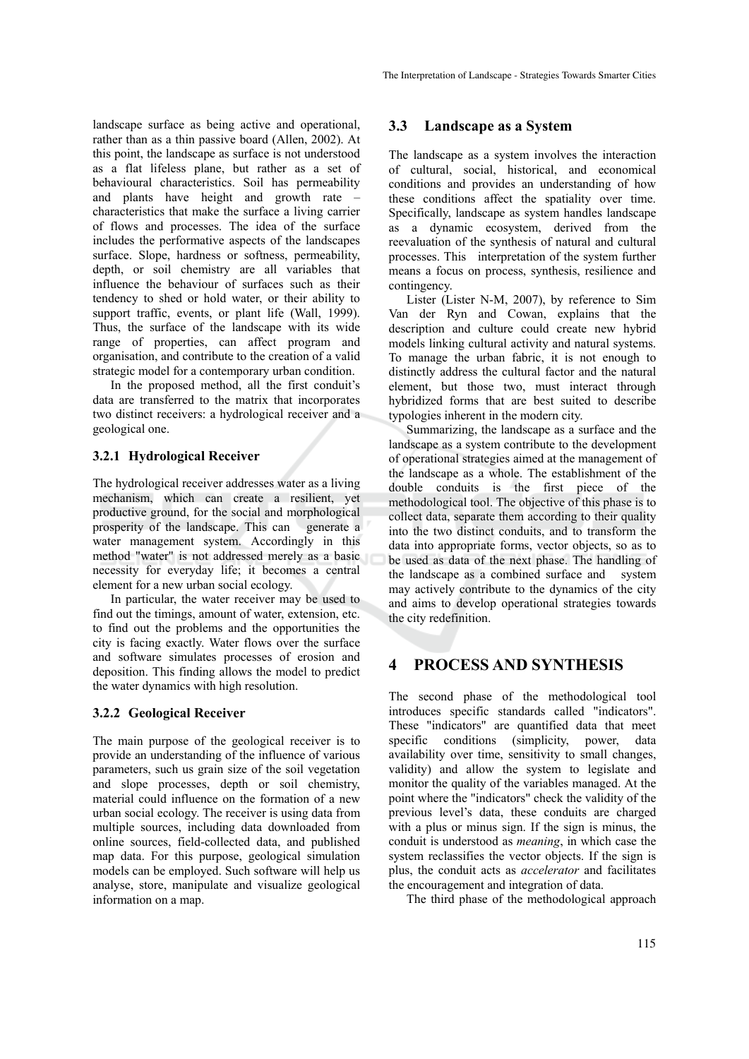landscape surface as being active and operational, rather than as a thin passive board (Allen, 2002). At this point, the landscape as surface is not understood as a flat lifeless plane, but rather as a set of behavioural characteristics. Soil has permeability and plants have height and growth rate – characteristics that make the surface a living carrier of flows and processes. The idea of the surface includes the performative aspects of the landscapes surface. Slope, hardness or softness, permeability, depth, or soil chemistry are all variables that influence the behaviour of surfaces such as their tendency to shed or hold water, or their ability to support traffic, events, or plant life (Wall, 1999). Thus, the surface of the landscape with its wide range of properties, can affect program and organisation, and contribute to the creation of a valid strategic model for a contemporary urban condition.

In the proposed method, all the first conduit's data are transferred to the matrix that incorporates two distinct receivers: a hydrological receiver and a geological one.

#### 3.2.1 Hydrological Receiver

The hydrological receiver addresses water as a living mechanism, which can create a resilient, yet productive ground, for the social and morphological prosperity of the landscape. This can generate a water management system. Accordingly in this method "water" is not addressed merely as a basic necessity for everyday life; it becomes a central element for a new urban social ecology.

In particular, the water receiver may be used to find out the timings, amount of water, extension, etc. to find out the problems and the opportunities the city is facing exactly. Water flows over the surface and software simulates processes of erosion and deposition. This finding allows the model to predict the water dynamics with high resolution.

#### 3.2.2 Geological Receiver

The main purpose of the geological receiver is to provide an understanding of the influence of various parameters, such us grain size of the soil vegetation and slope processes, depth or soil chemistry, material could influence on the formation of a new urban social ecology. The receiver is using data from multiple sources, including data downloaded from online sources, field-collected data, and published map data. For this purpose, geological simulation models can be employed. Such software will help us analyse, store, manipulate and visualize geological information on a map.

### 3.3 Landscape as a System

The landscape as a system involves the interaction of cultural, social, historical, and economical conditions and provides an understanding of how these conditions affect the spatiality over time. Specifically, landscape as system handles landscape as a dynamic ecosystem, derived from the reevaluation of the synthesis of natural and cultural processes. This interpretation of the system further means a focus on process, synthesis, resilience and contingency.

Lister (Lister N-M, 2007), by reference to Sim Van der Ryn and Cowan, explains that the description and culture could create new hybrid models linking cultural activity and natural systems. To manage the urban fabric, it is not enough to distinctly address the cultural factor and the natural element, but those two, must interact through hybridized forms that are best suited to describe typologies inherent in the modern city.

Summarizing, the landscape as a surface and the landscape as a system contribute to the development of operational strategies aimed at the management of the landscape as a whole. The establishment of the double conduits is the first piece of the methodological tool. The objective of this phase is to collect data, separate them according to their quality into the two distinct conduits, and to transform the data into appropriate forms, vector objects, so as to be used as data of the next phase. The handling of the landscape as a combined surface and system may actively contribute to the dynamics of the city and aims to develop operational strategies towards the city redefinition.

## 4 PROCESS AND SYNTHESIS

The second phase of the methodological tool introduces specific standards called "indicators". These "indicators" are quantified data that meet specific conditions (simplicity, power, data availability over time, sensitivity to small changes, validity) and allow the system to legislate and monitor the quality of the variables managed. At the point where the "indicators" check the validity of the previous level's data, these conduits are charged with a plus or minus sign. If the sign is minus, the conduit is understood as *meaning*, in which case the system reclassifies the vector objects. If the sign is plus, the conduit acts as *accelerator* and facilitates the encouragement and integration of data.

The third phase of the methodological approach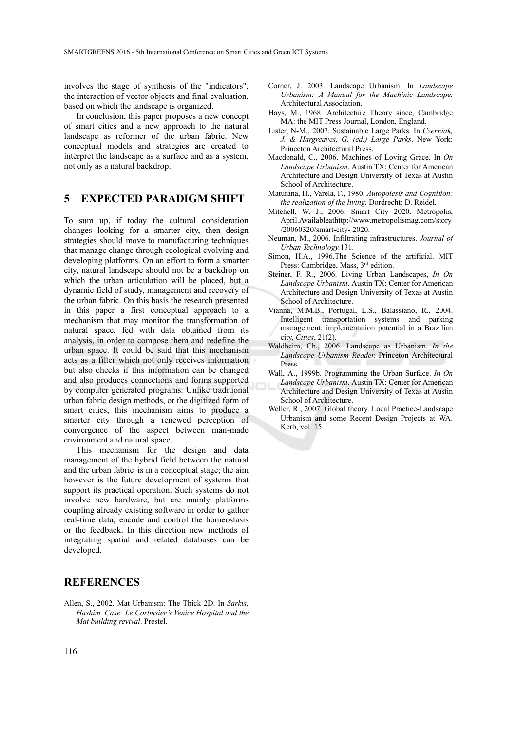involves the stage of synthesis of the "indicators", the interaction of vector objects and final evaluation, based on which the landscape is organized.

In conclusion, this paper proposes a new concept of smart cities and a new approach to the natural landscape as reformer of the urban fabric. New conceptual models and strategies are created to interpret the landscape as a surface and as a system, not only as a natural backdrop.

## 5 EXPECTED PARADIGM SHIFT

To sum up, if today the cultural consideration changes looking for a smarter city, then design strategies should move to manufacturing techniques that manage change through ecological evolving and developing platforms. On an effort to form a smarter city, natural landscape should not be a backdrop on which the urban articulation will be placed, but a dynamic field of study, management and recovery of the urban fabric. On this basis the research presented in this paper a first conceptual approach to a mechanism that may monitor the transformation of natural space, fed with data obtained from its analysis, in order to compose them and redefine the urban space. It could be said that this mechanism acts as a filter which not only receives information but also checks if this information can be changed and also produces connections and forms supported by computer generated programs. Unlike traditional urban fabric design methods, or the digitized form of smart cities, this mechanism aims to produce a smarter city through a renewed perception of convergence of the aspect between man-made environment and natural space.

This mechanism for the design and data management of the hybrid field between the natural and the urban fabric is in a conceptual stage; the aim however is the future development of systems that support its practical operation. Such systems do not involve new hardware, but are mainly platforms coupling already existing software in order to gather real-time data, encode and control the homeostasis or the feedback. In this direction new methods of integrating spatial and related databases can be developed.

## REFERENCES

Allen, S., 2002. Mat Urbanism: The Thick 2D. In *Sarkis, Hashim. Case: Le Corbusier's Venice Hospital and the Mat building revival*. Prestel.

Corner, J. 2003. Landscape Urbanism. In *Landscape Urbanism: A Manual for the Machinic Landscape.* Architectural Association.

Hays, M., 1968. Architecture Theory since, Cambridge MA: the MIT Press Journal, London, England.

Lister, N-M., 2007. Sustainable Large Parks. In *Czerniak, J. & Hargreaves, G. (ed.) Large Parks*. New York: Princeton Architectural Press.

Macdonald, C., 2006. Machines of Loving Grace. In *On Landscape Urbanism*. Austin TX: Center for American Architecture and Design University of Texas at Austin School of Architecture.

Maturana, H., Varela, F., 1980. *Autopoiesis and Cognition: the realization of the living*. Dordrecht: D. Reidel.

Mitchell, W. J., 2006. Smart City 2020. Metropolis, April.Availableathttp://www.metropolismag.com/story/20060320/smart-city- 2020.

Neuman, M., 2006. Infiltrating infrastructures. *Journal of Urban Technology,*131.

Simon, H.A., 1996.The Science of the artificial. MIT Press: Cambridge, Mass, 3rd edition.

Steiner, F. R., 2006. Living Urban Landscapes, *In On Landscape Urbanism*. Austin TX: Center for American Architecture and Design University of Texas at Austin School of Architecture.

Vianna, M.M.B., Portugal, L.S., Balassiano, R., 2004. Intelligent transportation systems and parking management: implementation potential in a Brazilian city, *Cities*, 21(2).

Waldheim, Ch., 2006. Landscape as Urbanism. *In the Landscape Urbanism Reader.* Princeton Architectural Press.

Wall, A., 1999b. Programming the Urban Surface. *In On Landscape Urbanism*. Austin TX: Center for American Architecture and Design University of Texas at Austin School of Architecture.

Weller, R., 2007. Global theory. Local Practice-Landscape Urbanism and some Recent Design Projects at WA. Kerb, vol. 15.